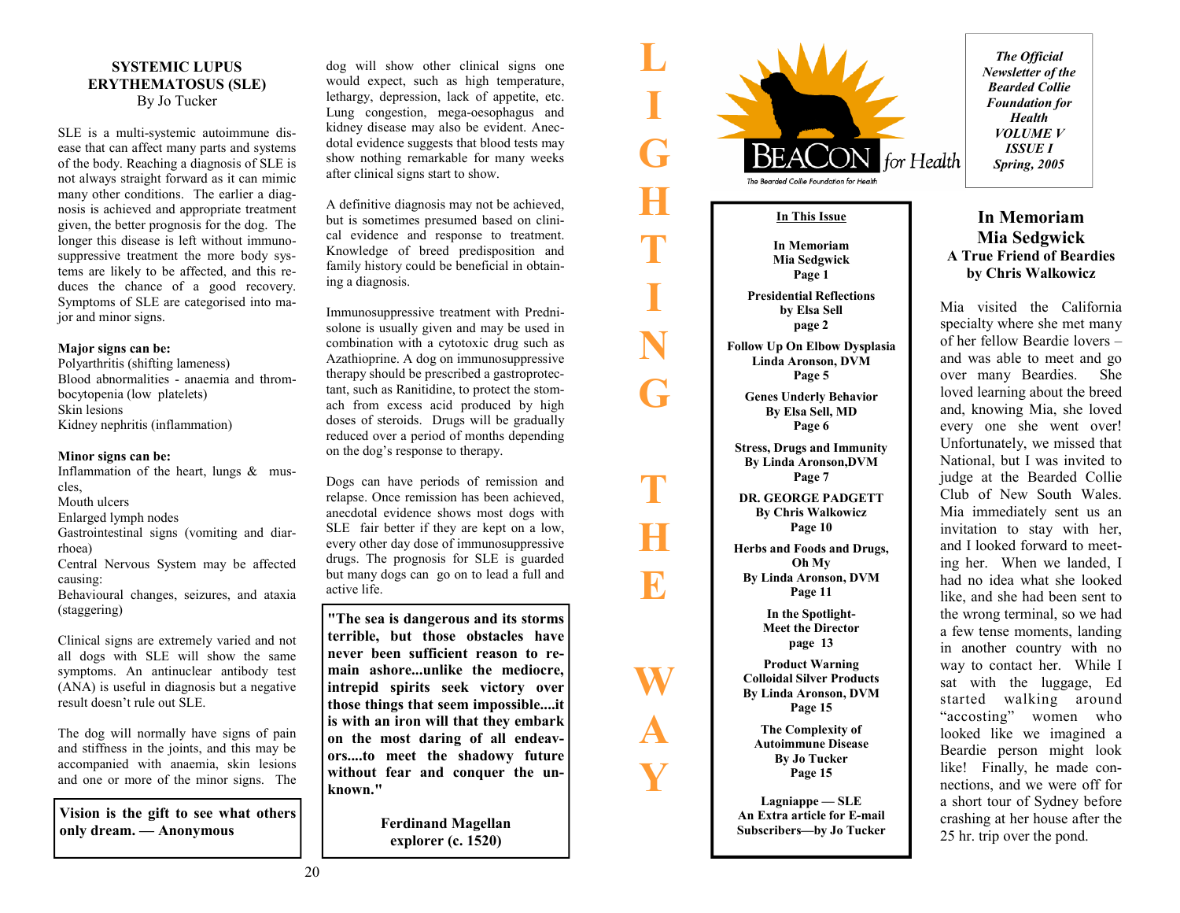## SYSTEMIC LUPUS ERYTHEMATOSUS (SLE)

By Jo Tucker

SLE is a multi-systemic autoimmune disease that can affect many parts and systems of the body. Reaching a diagnosis of SLE is not always straight forward as it can mimic many other conditions. The earlier a diagnosis is achieved and appropriate treatment given, the better prognosis for the dog. The longer this disease is left without immunosuppressive treatment the more body systems are likely to be affected, and this reduces the chance of a good recovery. Symptoms of SLE are categorised into major and minor signs.

**Major signs can be:**

Polyarthritis (shifting lameness)
Blood abnormalities - anaemia and thrombocytopenia (low platelets)
Skin lesions
Kidney nephritis (inflammation)

**Minor signs can be:**

Inflammation of the heart, lungs & muscles,
Mouth ulcers
Enlarged lymph nodes
Gastrointestinal signs (vomiting and diarrhoea)
Central Nervous System may be affected causing:
Behavioural changes, seizures, and ataxia (staggering)

Clinical signs are extremely varied and not all dogs with SLE will show the same symptoms. An antinuclear antibody test (ANA) is useful in diagnosis but a negative result doesn't rule out SLE.

The dog will normally have signs of pain and stiffness in the joints, and this may be accompanied with anaemia, skin lesions and one or more of the minor signs. The dog will show other clinical signs one would expect, such as high temperature, lethargy, depression, lack of appetite, etc. Lung congestion, mega-oesophagus and kidney disease may also be evident. Anecdotal evidence suggests that blood tests may show nothing remarkable for many weeks after clinical signs start to show.

A definitive diagnosis may not be achieved, but is sometimes presumed based on clinical evidence and response to treatment. Knowledge of breed predisposition and family history could be beneficial in obtaining a diagnosis.

Immunosuppressive treatment with Prednisolone is usually given and may be used in combination with a cytotoxic drug such as Azathioprine. A dog on immunosuppressive therapy should be prescribed a gastroprotectant, such as Ranitidine, to protect the stomach from excess acid produced by high doses of steroids. Drugs will be gradually reduced over a period of months depending on the dog's response to therapy.

Dogs can have periods of remission and relapse. Once remission has been achieved, anecdotal evidence shows most dogs with SLE fair better if they are kept on a low, every other day dose of immunosuppressive drugs. The prognosis for SLE is guarded but many dogs can go on to lead a full and active life.

**Vision is the gift to see what others only dream. — Anonymous**

**"The sea is dangerous and its storms terrible, but those obstacles have never been sufficient reason to remain ashore...unlike the mediocre, intrepid spirits seek victory over those things that seem impossible....it is with an iron will that they embark on the most daring of all endeavors....to meet the shadowy future without fear and conquer the unknown."**

**Ferdinand Magellan**
**explorer (c. 1520)**

---

**LIGHTING THE WAY**

BEACON for Health — The Bearded Collie Foundation for Health

*The Official Newsletter of the Bearded Collie Foundation for Health*
*VOLUME V*
*ISSUE I*
*Spring, 2005*

### In This Issue

**In Memoriam**
**Mia Sedgwick**
**Page 1**

**Presidential Reflections**
**by Elsa Sell**
**page 2**

**Follow Up On Elbow Dysplasia**
**Linda Aronson, DVM**
**Page 5**

**Genes Underly Behavior**
**By Elsa Sell, MD**
**Page 6**

**Stress, Drugs and Immunity**
**By Linda Aronson,DVM**
**Page 7**

**DR. GEORGE PADGETT**
**By Chris Walkowicz**
**Page 10**

**Herbs and Foods and Drugs, Oh My**
**By Linda Aronson, DVM**
**Page 11**

**In the Spotlight-**
**Meet the Director**
**page 13**

**Product Warning**
**Colloidal Silver Products**
**By Linda Aronson, DVM**
**Page 15**

**The Complexity of Autoimmune Disease**
**By Jo Tucker**
**Page 15**

**Lagniappe — SLE**
**An Extra article for E-mail Subscribers—by Jo Tucker**

## In Memoriam
## Mia Sedgwick
### A True Friend of Beardies
### by Chris Walkowicz

Mia visited the California specialty where she met many of her fellow Beardie lovers – and was able to meet and go over many Beardies. She loved learning about the breed and, knowing Mia, she loved every one she went over! Unfortunately, we missed that National, but I was invited to judge at the Bearded Collie Club of New South Wales. Mia immediately sent us an invitation to stay with her, and I looked forward to meeting her. When we landed, I had no idea what she looked like, and she had been sent to the wrong terminal, so we had a few tense moments, landing in another country with no way to contact her. While I sat with the luggage, Ed started walking around "accosting" women who looked like we imagined a Beardie person might look like! Finally, he made connections, and we were off for a short tour of Sydney before crashing at her house after the 25 hr. trip over the pond.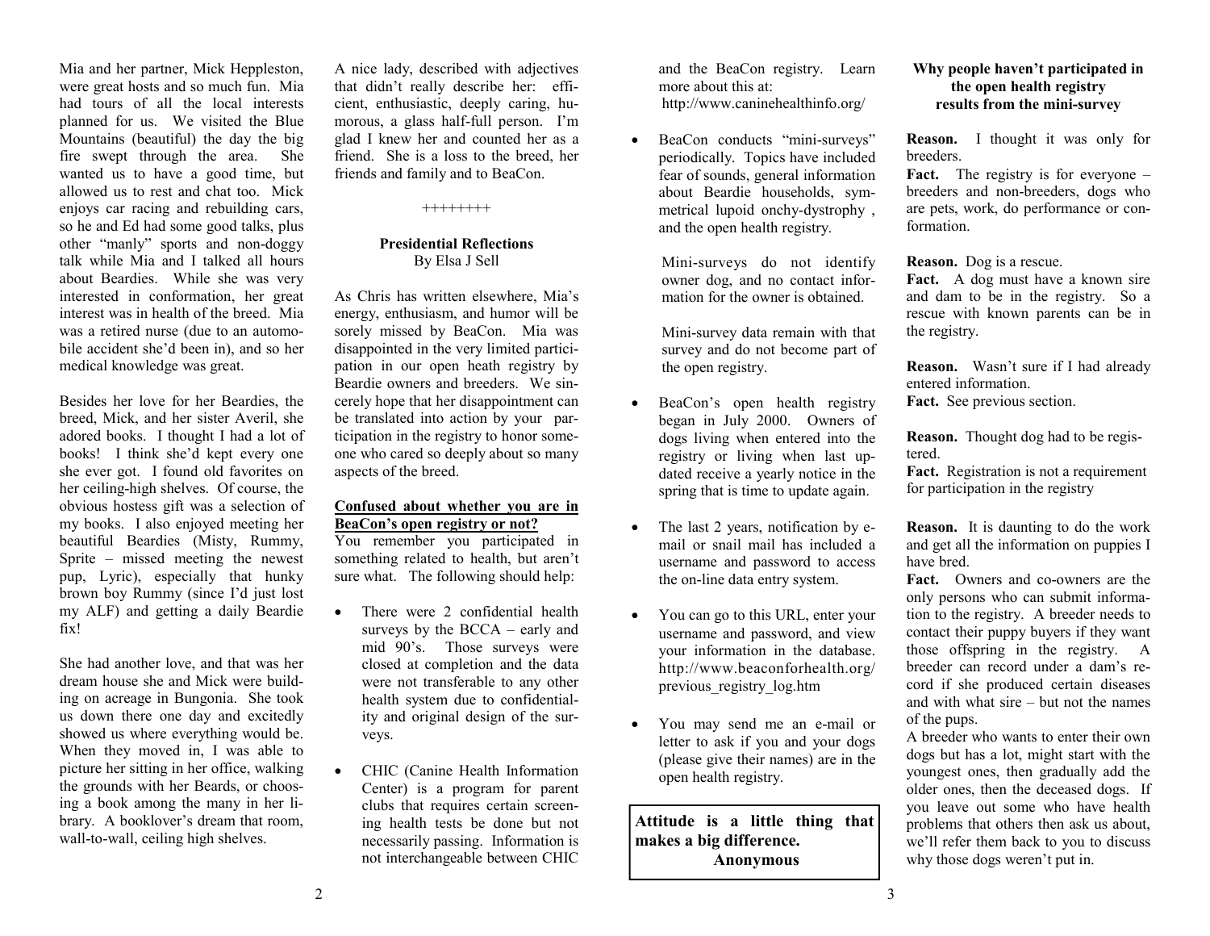Mia and her partner, Mick Heppleston, were great hosts and so much fun. Mia had tours of all the local interests planned for us. We visited the Blue Mountains (beautiful) the day the big fire swept through the area. She wanted us to have a good time, but allowed us to rest and chat too. Mick enjoys car racing and rebuilding cars, so he and Ed had some good talks, plus other "manly" sports and non-doggy talk while Mia and I talked all hours about Beardies. While she was very interested in conformation, her great interest was in health of the breed. Mia was a retired nurse (due to an automobile accident she'd been in), and so her medical knowledge was great.

Besides her love for her Beardies, the breed, Mick, and her sister Averil, she adored books. I thought I had a lot of books! I think she'd kept every one she ever got. I found old favorites on her ceiling-high shelves. Of course, the obvious hostess gift was a selection of my books. I also enjoyed meeting her beautiful Beardies (Misty, Rummy, Sprite – missed meeting the newest pup, Lyric), especially that hunky brown boy Rummy (since I'd just lost my ALF) and getting a daily Beardie fix!

She had another love, and that was her dream house she and Mick were building on acreage in Bungonia. She took us down there one day and excitedly showed us where everything would be. When they moved in, I was able to picture her sitting in her office, walking the grounds with her Beards, or choosing a book among the many in her library. A booklover's dream that room, wall-to-wall, ceiling high shelves.

A nice lady, described with adjectives that didn't really describe her: efficient, enthusiastic, deeply caring, humorous, a glass half-full person. I'm glad I knew her and counted her as a friend. She is a loss to the breed, her friends and family and to BeaCon.

++++++++

## Presidential Reflections

By Elsa J Sell

As Chris has written elsewhere, Mia's energy, enthusiasm, and humor will be sorely missed by BeaCon. Mia was disappointed in the very limited participation in our open heath registry by Beardie owners and breeders. We sincerely hope that her disappointment can be translated into action by your participation in the registry to honor someone who cared so deeply about so many aspects of the breed.

### Confused about whether you are in BeaCon's open registry or not?

You remember you participated in something related to health, but aren't sure what. The following should help:

- There were 2 confidential health surveys by the BCCA – early and mid 90's. Those surveys were closed at completion and the data were not transferable to any other health system due to confidentiality and original design of the surveys.
- CHIC (Canine Health Information Center) is a program for parent clubs that requires certain screening health tests be done but not necessarily passing. Information is not interchangeable between CHIC and the BeaCon registry. Learn more about this at: http://www.caninehealthinfo.org/
- BeaCon conducts "mini-surveys" periodically. Topics have included fear of sounds, general information about Beardie households, symmetrical lupoid onchy-dystrophy , and the open health registry.

  Mini-surveys do not identify owner dog, and no contact information for the owner is obtained.

  Mini-survey data remain with that survey and do not become part of the open registry.
- BeaCon's open health registry began in July 2000. Owners of dogs living when entered into the registry or living when last updated receive a yearly notice in the spring that is time to update again.
- The last 2 years, notification by e-mail or snail mail has included a username and password to access the on-line data entry system.
- You can go to this URL, enter your username and password, and view your information in the database. http://www.beaconforhealth.org/previous_registry_log.htm
- You may send me an e-mail or letter to ask if you and your dogs (please give their names) are in the open health registry.

> **Attitude is a little thing that makes a big difference.**
> **Anonymous**

### Why people haven't participated in the open health registry results from the mini-survey

**Reason.** I thought it was only for breeders.
**Fact.** The registry is for everyone – breeders and non-breeders, dogs who are pets, work, do performance or conformation.

**Reason.** Dog is a rescue.
**Fact.** A dog must have a known sire and dam to be in the registry. So a rescue with known parents can be in the registry.

**Reason.** Wasn't sure if I had already entered information.
**Fact.** See previous section.

**Reason.** Thought dog had to be registered.
**Fact.** Registration is not a requirement for participation in the registry

**Reason.** It is daunting to do the work and get all the information on puppies I have bred.
**Fact.** Owners and co-owners are the only persons who can submit information to the registry. A breeder needs to contact their puppy buyers if they want those offspring in the registry. A breeder can record under a dam's record if she produced certain diseases and with what sire – but not the names of the pups.
A breeder who wants to enter their own dogs but has a lot, might start with the youngest ones, then gradually add the older ones, then the deceased dogs. If you leave out some who have health problems that others then ask us about, we'll refer them back to you to discuss why those dogs weren't put in.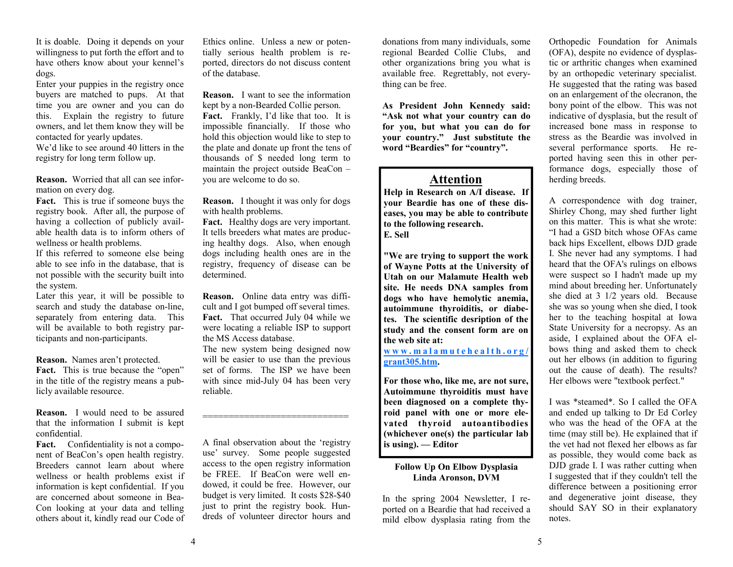It is doable. Doing it depends on your willingness to put forth the effort and to have others know about your kennel's dogs.

Enter your puppies in the registry once buyers are matched to pups. At that time you are owner and you can do this. Explain the registry to future owners, and let them know they will be contacted for yearly updates.

We'd like to see around 40 litters in the registry for long term follow up.

**Reason.** Worried that all can see information on every dog.

**Fact.** This is true if someone buys the registry book. After all, the purpose of having a collection of publicly available health data is to inform others of wellness or health problems.

If this referred to someone else being able to see info in the database, that is not possible with the security built into the system.

Later this year, it will be possible to search and study the database on-line, separately from entering data. This will be available to both registry participants and non-participants.

**Reason.** Names aren't protected.

**Fact.** This is true because the "open" in the title of the registry means a publicly available resource.

**Reason.** I would need to be assured that the information I submit is kept confidential.

**Fact.** Confidentiality is not a component of BeaCon's open health registry. Breeders cannot learn about where wellness or health problems exist if information is kept confidential. If you are concerned about someone in BeaCon looking at your data and telling others about it, kindly read our Code of Ethics online. Unless a new or potentially serious health problem is reported, directors do not discuss content of the database.

**Reason.** I want to see the information kept by a non-Bearded Collie person.

**Fact.** Frankly, I'd like that too. It is impossible financially. If those who hold this objection would like to step to the plate and donate up front the tens of thousands of $ needed long term to maintain the project outside BeaCon – you are welcome to do so.

**Reason.** I thought it was only for dogs with health problems.

**Fact.** Healthy dogs are very important. It tells breeders what mates are producing healthy dogs. Also, when enough dogs including health ones are in the registry, frequency of disease can be determined.

**Reason.** Online data entry was difficult and I got bumped off several times.

**Fact.** That occurred July 04 while we were locating a reliable ISP to support the MS Access database.

The new system being designed now will be easier to use than the previous set of forms. The ISP we have been with since mid-July 04 has been very reliable.

===========================

A final observation about the 'registry use' survey. Some people suggested access to the open registry information be FREE. If BeaCon were well endowed, it could be free. However, our budget is very limited. It costs $28-$40 just to print the registry book. Hundreds of volunteer director hours and donations from many individuals, some regional Bearded Collie Clubs, and other organizations bring you what is available free. Regrettably, not everything can be free.

**As President John Kennedy said: "Ask not what your country can do for you, but what you can do for your country." Just substitute the word "Beardies" for "country".**

## Attention

**Help in Research on A/I disease. If your Beardie has one of these diseases, you may be able to contribute to the following research.**
**E. Sell**

**"We are trying to support the work of Wayne Potts at the University of Utah on our Malamute Health web site. He needs DNA samples from dogs who have hemolytic anemia, autoimmune thyroiditis, or diabetes. The scientific desription of the study and the consent form are on the web site at: [www.malamutehealth.org/grant305.htm](www.malamutehealth.org/grant305.htm).**

**For those who, like me, are not sure, Autoimmune thyroiditis must have been diagnosed on a complete thyroid panel with one or more elevated thyroid autoantibodies (whichever one(s) the particular lab is using). — Editor**

### Follow Up On Elbow Dysplasia
**Linda Aronson, DVM**

In the spring 2004 Newsletter, I reported on a Beardie that had received a mild elbow dysplasia rating from the Orthopedic Foundation for Animals (OFA), despite no evidence of dysplastic or arthritic changes when examined by an orthopedic veterinary specialist. He suggested that the rating was based on an enlargement of the olecranon, the bony point of the elbow. This was not indicative of dysplasia, but the result of increased bone mass in response to stress as the Beardie was involved in several performance sports. He reported having seen this in other performance dogs, especially those of herding breeds.

A correspondence with dog trainer, Shirley Chong, may shed further light on this matter. This is what she wrote: "I had a GSD bitch whose OFAs came back hips Excellent, elbows DJD grade I. She never had any symptoms. I had heard that the OFA's rulings on elbows were suspect so I hadn't made up my mind about breeding her. Unfortunately she died at 3 1/2 years old. Because she was so young when she died, I took her to the teaching hospital at Iowa State University for a necropsy. As an aside, I explained about the OFA elbows thing and asked them to check out her elbows (in addition to figuring out the cause of death). The results? Her elbows were "textbook perfect."

I was *steamed*. So I called the OFA and ended up talking to Dr Ed Corley who was the head of the OFA at the time (may still be). He explained that if the vet had not flexed her elbows as far as possible, they would come back as DJD grade I. I was rather cutting when I suggested that if they couldn't tell the difference between a positioning error and degenerative joint disease, they should SAY SO in their explanatory notes.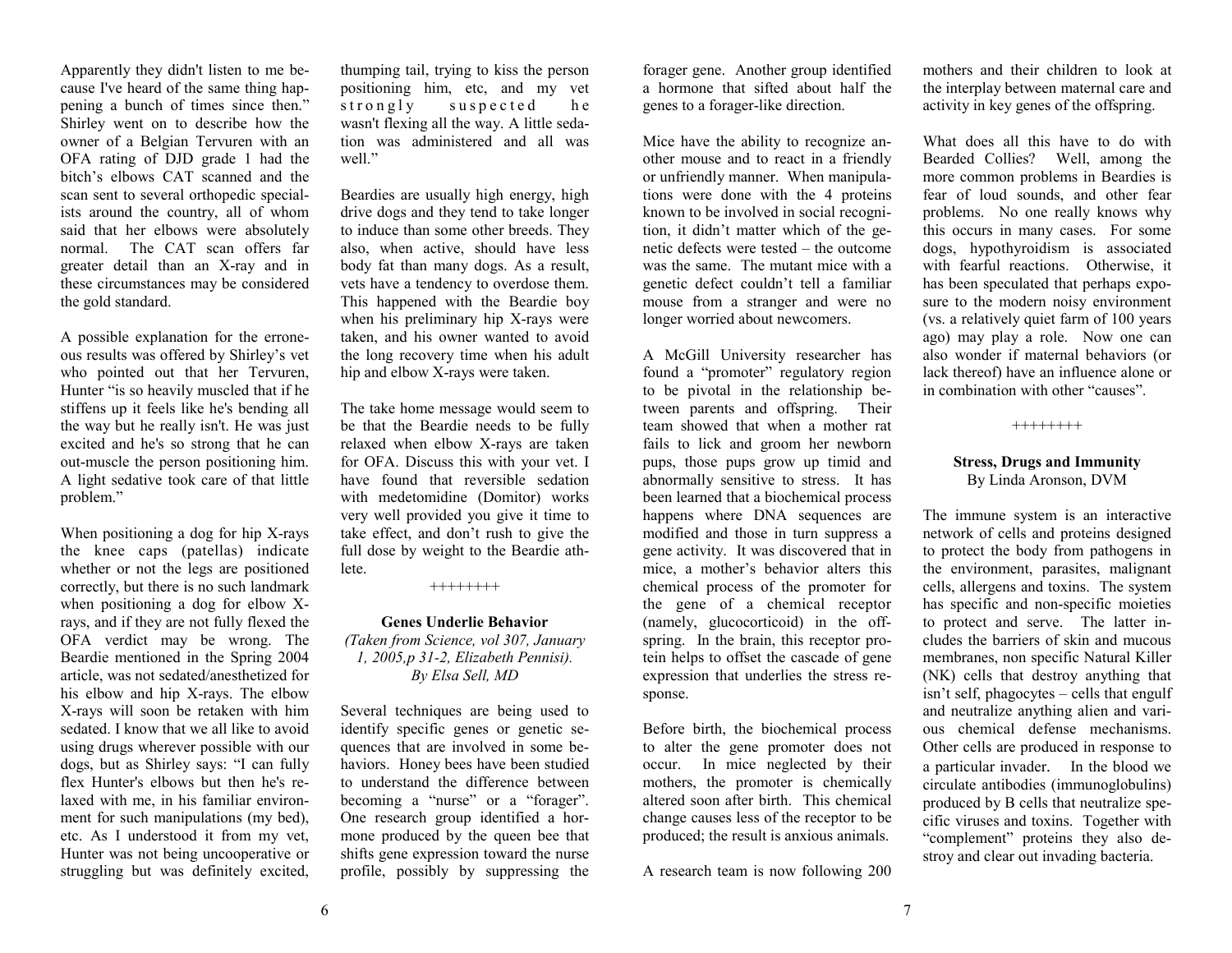Apparently they didn't listen to me because I've heard of the same thing happening a bunch of times since then." Shirley went on to describe how the owner of a Belgian Tervuren with an OFA rating of DJD grade 1 had the bitch's elbows CAT scanned and the scan sent to several orthopedic specialists around the country, all of whom said that her elbows were absolutely normal. The CAT scan offers far greater detail than an X-ray and in these circumstances may be considered the gold standard.

A possible explanation for the erroneous results was offered by Shirley's vet who pointed out that her Tervuren, Hunter "is so heavily muscled that if he stiffens up it feels like he's bending all the way but he really isn't. He was just excited and he's so strong that he can out-muscle the person positioning him. A light sedative took care of that little problem."

When positioning a dog for hip X-rays the knee caps (patellas) indicate whether or not the legs are positioned correctly, but there is no such landmark when positioning a dog for elbow X-rays, and if they are not fully flexed the OFA verdict may be wrong. The Beardie mentioned in the Spring 2004 article, was not sedated/anesthetized for his elbow and hip X-rays. The elbow X-rays will soon be retaken with him sedated. I know that we all like to avoid using drugs wherever possible with our dogs, but as Shirley says: "I can fully flex Hunter's elbows but then he's relaxed with me, in his familiar environment for such manipulations (my bed), etc. As I understood it from my vet, Hunter was not being uncooperative or struggling but was definitely excited, thumping tail, trying to kiss the person positioning him, etc, and my vet strongly suspected he wasn't flexing all the way. A little sedation was administered and all was well."

Beardies are usually high energy, high drive dogs and they tend to take longer to induce than some other breeds. They also, when active, should have less body fat than many dogs. As a result, vets have a tendency to overdose them. This happened with the Beardie boy when his preliminary hip X-rays were taken, and his owner wanted to avoid the long recovery time when his adult hip and elbow X-rays were taken.

The take home message would seem to be that the Beardie needs to be fully relaxed when elbow X-rays are taken for OFA. Discuss this with your vet. I have found that reversible sedation with medetomidine (Domitor) works very well provided you give it time to take effect, and don't rush to give the full dose by weight to the Beardie athlete.

++++++++

### Genes Underlie Behavior

*(Taken from Science, vol 307, January 1, 2005,p 31-2, Elizabeth Pennisi).*
*By Elsa Sell, MD*

Several techniques are being used to identify specific genes or genetic sequences that are involved in some behaviors. Honey bees have been studied to understand the difference between becoming a "nurse" or a "forager". One research group identified a hormone produced by the queen bee that shifts gene expression toward the nurse profile, possibly by suppressing the forager gene. Another group identified a hormone that sifted about half the genes to a forager-like direction.

Mice have the ability to recognize another mouse and to react in a friendly or unfriendly manner. When manipulations were done with the 4 proteins known to be involved in social recognition, it didn't matter which of the genetic defects were tested – the outcome was the same. The mutant mice with a genetic defect couldn't tell a familiar mouse from a stranger and were no longer worried about newcomers.

A McGill University researcher has found a "promoter" regulatory region to be pivotal in the relationship between parents and offspring. Their team showed that when a mother rat fails to lick and groom her newborn pups, those pups grow up timid and abnormally sensitive to stress. It has been learned that a biochemical process happens where DNA sequences are modified and those in turn suppress a gene activity. It was discovered that in mice, a mother's behavior alters this chemical process of the promoter for the gene of a chemical receptor (namely, glucocorticoid) in the offspring. In the brain, this receptor protein helps to offset the cascade of gene expression that underlies the stress response.

Before birth, the biochemical process to alter the gene promoter does not occur. In mice neglected by their mothers, the promoter is chemically altered soon after birth. This chemical change causes less of the receptor to be produced; the result is anxious animals.

A research team is now following 200 mothers and their children to look at the interplay between maternal care and activity in key genes of the offspring.

What does all this have to do with Bearded Collies? Well, among the more common problems in Beardies is fear of loud sounds, and other fear problems. No one really knows why this occurs in many cases. For some dogs, hypothyroidism is associated with fearful reactions. Otherwise, it has been speculated that perhaps exposure to the modern noisy environment (vs. a relatively quiet farm of 100 years ago) may play a role. Now one can also wonder if maternal behaviors (or lack thereof) have an influence alone or in combination with other "causes".

++++++++

### Stress, Drugs and Immunity

By Linda Aronson, DVM

The immune system is an interactive network of cells and proteins designed to protect the body from pathogens in the environment, parasites, malignant cells, allergens and toxins. The system has specific and non-specific moieties to protect and serve. The latter includes the barriers of skin and mucous membranes, non specific Natural Killer (NK) cells that destroy anything that isn't self, phagocytes – cells that engulf and neutralize anything alien and various chemical defense mechanisms. Other cells are produced in response to a particular invader. In the blood we circulate antibodies (immunoglobulins) produced by B cells that neutralize specific viruses and toxins. Together with "complement" proteins they also destroy and clear out invading bacteria.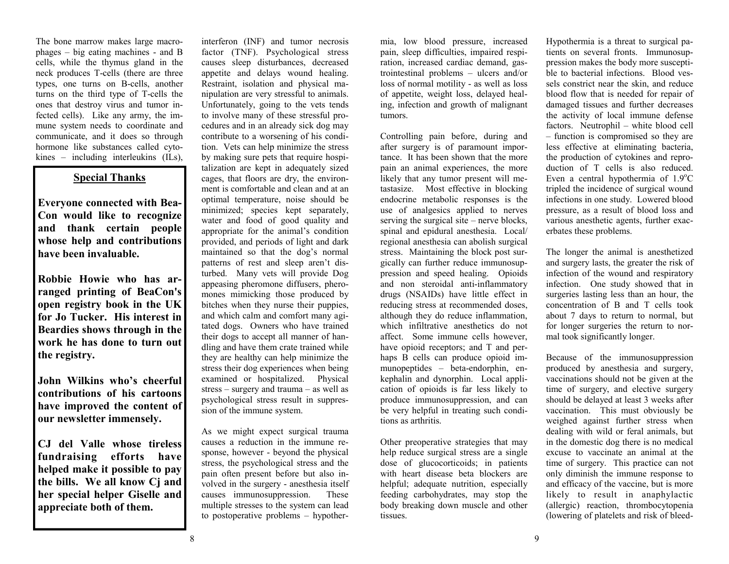The bone marrow makes large macrophages – big eating machines - and B cells, while the thymus gland in the neck produces T-cells (there are three types, one turns on B-cells, another turns on the third type of T-cells the ones that destroy virus and tumor infected cells). Like any army, the immune system needs to coordinate and communicate, and it does so through hormone like substances called cytokines – including interleukins (ILs), interferon (INF) and tumor necrosis factor (TNF). Psychological stress causes sleep disturbances, decreased appetite and delays wound healing. Restraint, isolation and physical manipulation are very stressful to animals. Unfortunately, going to the vets tends to involve many of these stressful procedures and in an already sick dog may contribute to a worsening of his condition. Vets can help minimize the stress by making sure pets that require hospitalization are kept in adequately sized cages, that floors are dry, the environment is comfortable and clean and at an optimal temperature, noise should be minimized; species kept separately, water and food of good quality and appropriate for the animal's condition provided, and periods of light and dark maintained so that the dog's normal patterns of rest and sleep aren't disturbed. Many vets will provide Dog appeasing pheromone diffusers, pheromones mimicking those produced by bitches when they nurse their puppies, and which calm and comfort many agitated dogs. Owners who have trained their dogs to accept all manner of handling and have them crate trained while they are healthy can help minimize the stress their dog experiences when being examined or hospitalized. Physical stress – surgery and trauma – as well as psychological stress result in suppression of the immune system.

## Special Thanks

**Everyone connected with Bea-Con would like to recognize and thank certain people whose help and contributions have been invaluable.**

**Robbie Howie who has arranged printing of BeaCon's open registry book in the UK for Jo Tucker. His interest in Beardies shows through in the work he has done to turn out the registry.**

**John Wilkins who's cheerful contributions of his cartoons have improved the content of our newsletter immensely.**

**CJ del Valle whose tireless fundraising efforts have helped make it possible to pay the bills. We all know Cj and her special helper Giselle and appreciate both of them.**

As we might expect surgical trauma causes a reduction in the immune response, however - beyond the physical stress, the psychological stress and the pain often present before but also involved in the surgery - anesthesia itself causes immunosuppression. These multiple stresses to the system can lead to postoperative problems – hypothermia, low blood pressure, increased pain, sleep difficulties, impaired respiration, increased cardiac demand, gastrointestinal problems – ulcers and/or loss of normal motility - as well as loss of appetite, weight loss, delayed healing, infection and growth of malignant tumors.

Controlling pain before, during and after surgery is of paramount importance. It has been shown that the more pain an animal experiences, the more likely that any tumor present will metastasize. Most effective in blocking endocrine metabolic responses is the use of analgesics applied to nerves serving the surgical site – nerve blocks, spinal and epidural anesthesia. Local/regional anesthesia can abolish surgical stress. Maintaining the block post surgically can further reduce immunosuppression and speed healing. Opioids and non steroidal anti-inflammatory drugs (NSAIDs) have little effect in reducing stress at recommended doses, although they do reduce inflammation, which infiltrative anesthetics do not affect. Some immune cells however, have opioid receptors; and T and perhaps B cells can produce opioid immunopeptides – beta-endorphin, enkephalin and dynorphin. Local application of opioids is far less likely to produce immunosuppression, and can be very helpful in treating such conditions as arthritis.

Other preoperative strategies that may help reduce surgical stress are a single dose of glucocorticoids; in patients with heart disease beta blockers are helpful; adequate nutrition, especially feeding carbohydrates, may stop the body breaking down muscle and other tissues.

Hypothermia is a threat to surgical patients on several fronts. Immunosuppression makes the body more susceptible to bacterial infections. Blood vessels constrict near the skin, and reduce blood flow that is needed for repair of damaged tissues and further decreases the activity of local immune defense factors. Neutrophil – white blood cell – function is compromised so they are less effective at eliminating bacteria, the production of cytokines and reproduction of T cells is also reduced. Even a central hypothermia of 1.9°C tripled the incidence of surgical wound infections in one study. Lowered blood pressure, as a result of blood loss and various anesthetic agents, further exacerbates these problems.

The longer the animal is anesthetized and surgery lasts, the greater the risk of infection of the wound and respiratory infection. One study showed that in surgeries lasting less than an hour, the concentration of B and T cells took about 7 days to return to normal, but for longer surgeries the return to normal took significantly longer.

Because of the immunosuppression produced by anesthesia and surgery, vaccinations should not be given at the time of surgery, and elective surgery should be delayed at least 3 weeks after vaccination. This must obviously be weighed against further stress when dealing with wild or feral animals, but in the domestic dog there is no medical excuse to vaccinate an animal at the time of surgery. This practice can not only diminish the immune response to and efficacy of the vaccine, but is more likely to result in anaphylactic (allergic) reaction, thrombocytopenia (lowering of platelets and risk of bleed-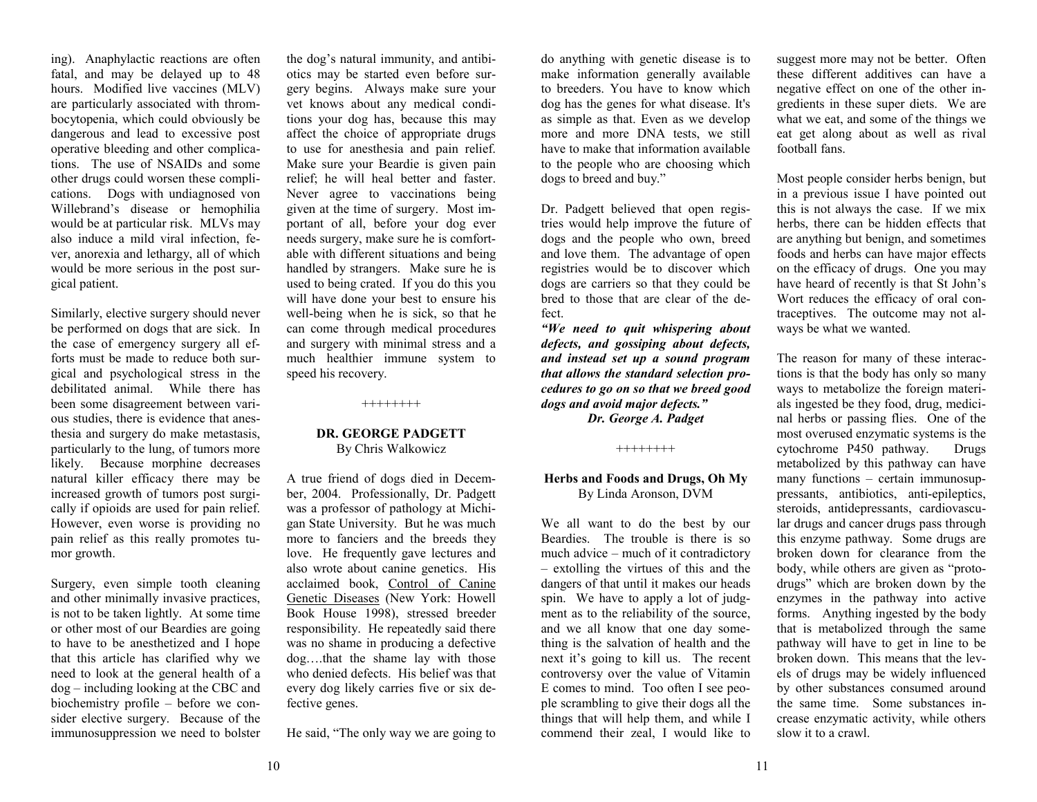ing). Anaphylactic reactions are often fatal, and may be delayed up to 48 hours. Modified live vaccines (MLV) are particularly associated with thrombocytopenia, which could obviously be dangerous and lead to excessive post operative bleeding and other complications. The use of NSAIDs and some other drugs could worsen these complications. Dogs with undiagnosed von Willebrand's disease or hemophilia would be at particular risk. MLVs may also induce a mild viral infection, fever, anorexia and lethargy, all of which would be more serious in the post surgical patient.

Similarly, elective surgery should never be performed on dogs that are sick. In the case of emergency surgery all efforts must be made to reduce both surgical and psychological stress in the debilitated animal. While there has been some disagreement between various studies, there is evidence that anesthesia and surgery do make metastasis, particularly to the lung, of tumors more likely. Because morphine decreases natural killer efficacy there may be increased growth of tumors post surgically if opioids are used for pain relief. However, even worse is providing no pain relief as this really promotes tumor growth.

Surgery, even simple tooth cleaning and other minimally invasive practices, is not to be taken lightly. At some time or other most of our Beardies are going to have to be anesthetized and I hope that this article has clarified why we need to look at the general health of a dog – including looking at the CBC and biochemistry profile – before we consider elective surgery. Because of the immunosuppression we need to bolster the dog's natural immunity, and antibiotics may be started even before surgery begins. Always make sure your vet knows about any medical conditions your dog has, because this may affect the choice of appropriate drugs to use for anesthesia and pain relief. Make sure your Beardie is given pain relief; he will heal better and faster. Never agree to vaccinations being given at the time of surgery. Most important of all, before your dog ever needs surgery, make sure he is comfortable with different situations and being handled by strangers. Make sure he is used to being crated. If you do this you will have done your best to ensure his well-being when he is sick, so that he can come through medical procedures and surgery with minimal stress and a much healthier immune system to speed his recovery.

++++++++

## DR. GEORGE PADGETT

By Chris Walkowicz

A true friend of dogs died in December, 2004. Professionally, Dr. Padgett was a professor of pathology at Michigan State University. But he was much more to fanciers and the breeds they love. He frequently gave lectures and also wrote about canine genetics. His acclaimed book, Control of Canine Genetic Diseases (New York: Howell Book House 1998), stressed breeder responsibility. He repeatedly said there was no shame in producing a defective dog….that the shame lay with those who denied defects. His belief was that every dog likely carries five or six defective genes.

He said, "The only way we are going to do anything with genetic disease is to make information generally available to breeders. You have to know which dog has the genes for what disease. It's as simple as that. Even as we develop more and more DNA tests, we still have to make that information available to the people who are choosing which dogs to breed and buy."

Dr. Padgett believed that open registries would help improve the future of dogs and the people who own, breed and love them. The advantage of open registries would be to discover which dogs are carriers so that they could be bred to those that are clear of the defect.

***"We need to quit whispering about defects, and gossiping about defects, and instead set up a sound program that allows the standard selection procedures to go on so that we breed good dogs and avoid major defects."***

***Dr. George A. Padget***

++++++++

## Herbs and Foods and Drugs, Oh My

By Linda Aronson, DVM

We all want to do the best by our Beardies. The trouble is there is so much advice – much of it contradictory – extolling the virtues of this and the dangers of that until it makes our heads spin. We have to apply a lot of judgment as to the reliability of the source, and we all know that one day something is the salvation of health and the next it's going to kill us. The recent controversy over the value of Vitamin E comes to mind. Too often I see people scrambling to give their dogs all the things that will help them, and while I commend their zeal, I would like to suggest more may not be better. Often these different additives can have a negative effect on one of the other ingredients in these super diets. We are what we eat, and some of the things we eat get along about as well as rival football fans.

Most people consider herbs benign, but in a previous issue I have pointed out this is not always the case. If we mix herbs, there can be hidden effects that are anything but benign, and sometimes foods and herbs can have major effects on the efficacy of drugs. One you may have heard of recently is that St John's Wort reduces the efficacy of oral contraceptives. The outcome may not always be what we wanted.

The reason for many of these interactions is that the body has only so many ways to metabolize the foreign materials ingested be they food, drug, medicinal herbs or passing flies. One of the most overused enzymatic systems is the cytochrome P450 pathway. Drugs metabolized by this pathway can have many functions – certain immunosuppressants, antibiotics, anti-epileptics, steroids, antidepressants, cardiovascular drugs and cancer drugs pass through this enzyme pathway. Some drugs are broken down for clearance from the body, while others are given as "protodrugs" which are broken down by the enzymes in the pathway into active forms. Anything ingested by the body that is metabolized through the same pathway will have to get in line to be broken down. This means that the levels of drugs may be widely influenced by other substances consumed around the same time. Some substances increase enzymatic activity, while others slow it to a crawl.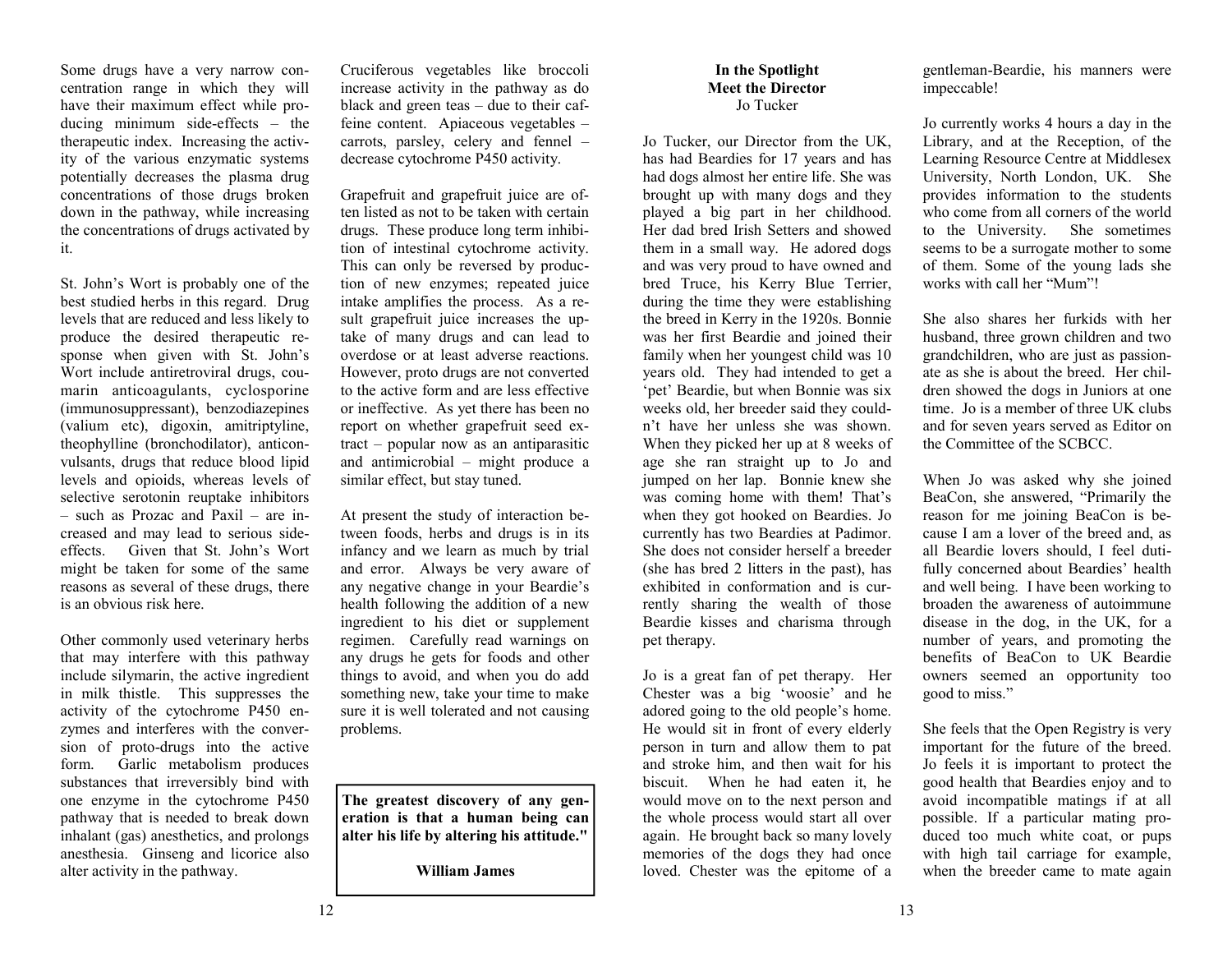Some drugs have a very narrow concentration range in which they will have their maximum effect while producing minimum side-effects – the therapeutic index. Increasing the activity of the various enzymatic systems potentially decreases the plasma drug concentrations of those drugs broken down in the pathway, while increasing the concentrations of drugs activated by it.

St. John's Wort is probably one of the best studied herbs in this regard. Drug levels that are reduced and less likely to produce the desired therapeutic response when given with St. John's Wort include antiretroviral drugs, coumarin anticoagulants, cyclosporine (immunosuppressant), benzodiazepines (valium etc), digoxin, amitriptyline, theophylline (bronchodilator), anticonvulsants, drugs that reduce blood lipid levels and opioids, whereas levels of selective serotonin reuptake inhibitors – such as Prozac and Paxil – are increased and may lead to serious side-effects. Given that St. John's Wort might be taken for some of the same reasons as several of these drugs, there is an obvious risk here.

Other commonly used veterinary herbs that may interfere with this pathway include silymarin, the active ingredient in milk thistle. This suppresses the activity of the cytochrome P450 enzymes and interferes with the conversion of proto-drugs into the active form. Garlic metabolism produces substances that irreversibly bind with one enzyme in the cytochrome P450 pathway that is needed to break down inhalant (gas) anesthetics, and prolongs anesthesia. Ginseng and licorice also alter activity in the pathway.

Cruciferous vegetables like broccoli increase activity in the pathway as do black and green teas – due to their caffeine content. Apiaceous vegetables – carrots, parsley, celery and fennel – decrease cytochrome P450 activity.

Grapefruit and grapefruit juice are often listed as not to be taken with certain drugs. These produce long term inhibition of intestinal cytochrome activity. This can only be reversed by production of new enzymes; repeated juice intake amplifies the process. As a result grapefruit juice increases the uptake of many drugs and can lead to overdose or at least adverse reactions. However, proto drugs are not converted to the active form and are less effective or ineffective. As yet there has been no report on whether grapefruit seed extract – popular now as an antiparasitic and antimicrobial – might produce a similar effect, but stay tuned.

At present the study of interaction between foods, herbs and drugs is in its infancy and we learn as much by trial and error. Always be very aware of any negative change in your Beardie's health following the addition of a new ingredient to his diet or supplement regimen. Carefully read warnings on any drugs he gets for foods and other things to avoid, and when you do add something new, take your time to make sure it is well tolerated and not causing problems.

**The greatest discovery of any generation is that a human being can alter his life by altering his attitude."**

**William James**

## In the Spotlight
## Meet the Director
Jo Tucker

Jo Tucker, our Director from the UK, has had Beardies for 17 years and has had dogs almost her entire life. She was brought up with many dogs and they played a big part in her childhood. Her dad bred Irish Setters and showed them in a small way. He adored dogs and was very proud to have owned and bred Truce, his Kerry Blue Terrier, during the time they were establishing the breed in Kerry in the 1920s. Bonnie was her first Beardie and joined their family when her youngest child was 10 years old. They had intended to get a 'pet' Beardie, but when Bonnie was six weeks old, her breeder said they couldn't have her unless she was shown. When they picked her up at 8 weeks of age she ran straight up to Jo and jumped on her lap. Bonnie knew she was coming home with them! That's when they got hooked on Beardies. Jo currently has two Beardies at Padimor. She does not consider herself a breeder (she has bred 2 litters in the past), has exhibited in conformation and is currently sharing the wealth of those Beardie kisses and charisma through pet therapy.

Jo is a great fan of pet therapy. Her Chester was a big 'woosie' and he adored going to the old people's home. He would sit in front of every elderly person in turn and allow them to pat and stroke him, and then wait for his biscuit. When he had eaten it, he would move on to the next person and the whole process would start all over again. He brought back so many lovely memories of the dogs they had once loved. Chester was the epitome of a gentleman-Beardie, his manners were impeccable!

Jo currently works 4 hours a day in the Library, and at the Reception, of the Learning Resource Centre at Middlesex University, North London, UK. She provides information to the students who come from all corners of the world to the University. She sometimes seems to be a surrogate mother to some of them. Some of the young lads she works with call her "Mum"!

She also shares her furkids with her husband, three grown children and two grandchildren, who are just as passionate as she is about the breed. Her children showed the dogs in Juniors at one time. Jo is a member of three UK clubs and for seven years served as Editor on the Committee of the SCBCC.

When Jo was asked why she joined BeaCon, she answered, "Primarily the reason for me joining BeaCon is because I am a lover of the breed and, as all Beardie lovers should, I feel dutifully concerned about Beardies' health and well being. I have been working to broaden the awareness of autoimmune disease in the dog, in the UK, for a number of years, and promoting the benefits of BeaCon to UK Beardie owners seemed an opportunity too good to miss."

She feels that the Open Registry is very important for the future of the breed. Jo feels it is important to protect the good health that Beardies enjoy and to avoid incompatible matings if at all possible. If a particular mating produced too much white coat, or pups with high tail carriage for example, when the breeder came to mate again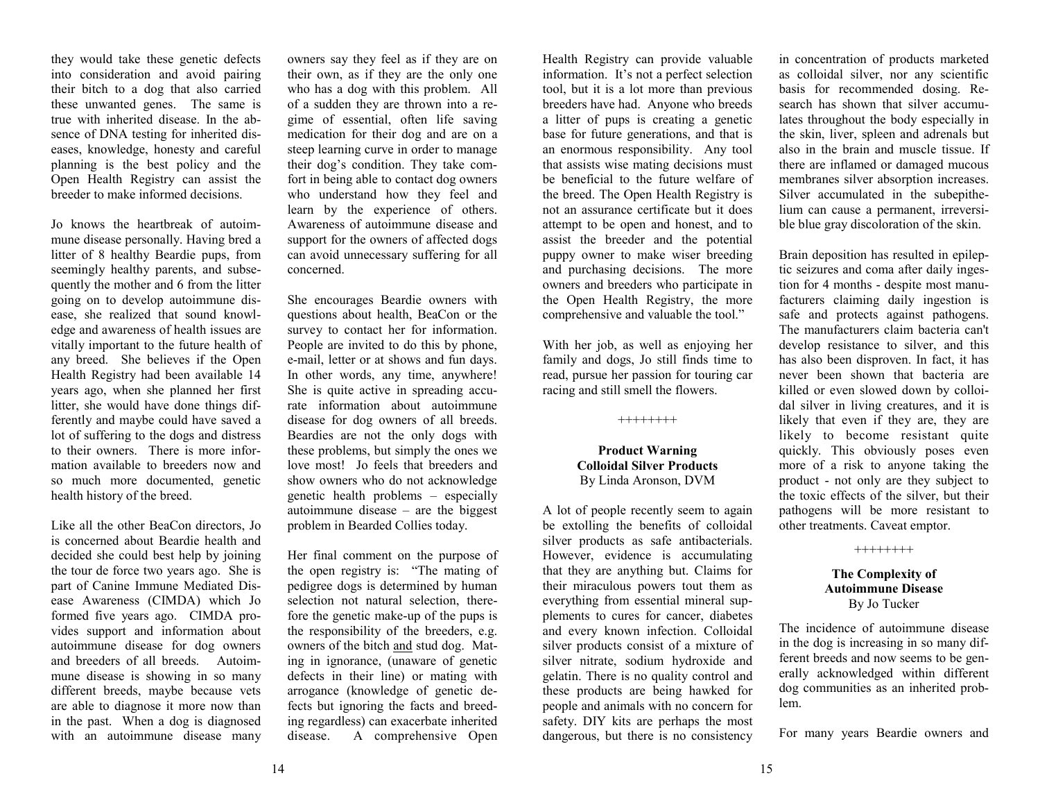they would take these genetic defects into consideration and avoid pairing their bitch to a dog that also carried these unwanted genes. The same is true with inherited disease. In the absence of DNA testing for inherited diseases, knowledge, honesty and careful planning is the best policy and the Open Health Registry can assist the breeder to make informed decisions.

Jo knows the heartbreak of autoimmune disease personally. Having bred a litter of 8 healthy Beardie pups, from seemingly healthy parents, and subsequently the mother and 6 from the litter going on to develop autoimmune disease, she realized that sound knowledge and awareness of health issues are vitally important to the future health of any breed. She believes if the Open Health Registry had been available 14 years ago, when she planned her first litter, she would have done things differently and maybe could have saved a lot of suffering to the dogs and distress to their owners. There is more information available to breeders now and so much more documented, genetic health history of the breed.

Like all the other BeaCon directors, Jo is concerned about Beardie health and decided she could best help by joining the tour de force two years ago. She is part of Canine Immune Mediated Disease Awareness (CIMDA) which Jo formed five years ago. CIMDA provides support and information about autoimmune disease for dog owners and breeders of all breeds. Autoimmune disease is showing in so many different breeds, maybe because vets are able to diagnose it more now than in the past. When a dog is diagnosed with an autoimmune disease many owners say they feel as if they are on their own, as if they are the only one who has a dog with this problem. All of a sudden they are thrown into a regime of essential, often life saving medication for their dog and are on a steep learning curve in order to manage their dog's condition. They take comfort in being able to contact dog owners who understand how they feel and learn by the experience of others. Awareness of autoimmune disease and support for the owners of affected dogs can avoid unnecessary suffering for all concerned.

She encourages Beardie owners with questions about health, BeaCon or the survey to contact her for information. People are invited to do this by phone, e-mail, letter or at shows and fun days. In other words, any time, anywhere! She is quite active in spreading accurate information about autoimmune disease for dog owners of all breeds. Beardies are not the only dogs with these problems, but simply the ones we love most! Jo feels that breeders and show owners who do not acknowledge genetic health problems – especially autoimmune disease – are the biggest problem in Bearded Collies today.

Her final comment on the purpose of the open registry is: "The mating of pedigree dogs is determined by human selection not natural selection, therefore the genetic make-up of the pups is the responsibility of the breeders, e.g. owners of the bitch and stud dog. Mating in ignorance, (unaware of genetic defects in their line) or mating with arrogance (knowledge of genetic defects but ignoring the facts and breeding regardless) can exacerbate inherited disease. A comprehensive Open Health Registry can provide valuable information. It's not a perfect selection tool, but it is a lot more than previous breeders have had. Anyone who breeds a litter of pups is creating a genetic base for future generations, and that is an enormous responsibility. Any tool that assists wise mating decisions must be beneficial to the future welfare of the breed. The Open Health Registry is not an assurance certificate but it does attempt to be open and honest, and to assist the breeder and the potential puppy owner to make wiser breeding and purchasing decisions. The more owners and breeders who participate in the Open Health Registry, the more comprehensive and valuable the tool."

With her job, as well as enjoying her family and dogs, Jo still finds time to read, pursue her passion for touring car racing and still smell the flowers.

++++++++

**Product Warning**
**Colloidal Silver Products**
By Linda Aronson, DVM

A lot of people recently seem to again be extolling the benefits of colloidal silver products as safe antibacterials. However, evidence is accumulating that they are anything but. Claims for their miraculous powers tout them as everything from essential mineral supplements to cures for cancer, diabetes and every known infection. Colloidal silver products consist of a mixture of silver nitrate, sodium hydroxide and gelatin. There is no quality control and these products are being hawked for people and animals with no concern for safety. DIY kits are perhaps the most dangerous, but there is no consistency in concentration of products marketed as colloidal silver, nor any scientific basis for recommended dosing. Research has shown that silver accumulates throughout the body especially in the skin, liver, spleen and adrenals but also in the brain and muscle tissue. If there are inflamed or damaged mucous membranes silver absorption increases. Silver accumulated in the subepithelium can cause a permanent, irreversible blue gray discoloration of the skin.

Brain deposition has resulted in epileptic seizures and coma after daily ingestion for 4 months - despite most manufacturers claiming daily ingestion is safe and protects against pathogens. The manufacturers claim bacteria can't develop resistance to silver, and this has also been disproven. In fact, it has never been shown that bacteria are killed or even slowed down by colloidal silver in living creatures, and it is likely that even if they are, they are likely to become resistant quite quickly. This obviously poses even more of a risk to anyone taking the product - not only are they subject to the toxic effects of the silver, but their pathogens will be more resistant to other treatments. Caveat emptor.

++++++++

**The Complexity of**
**Autoimmune Disease**
By Jo Tucker

The incidence of autoimmune disease in the dog is increasing in so many different breeds and now seems to be generally acknowledged within different dog communities as an inherited problem.

For many years Beardie owners and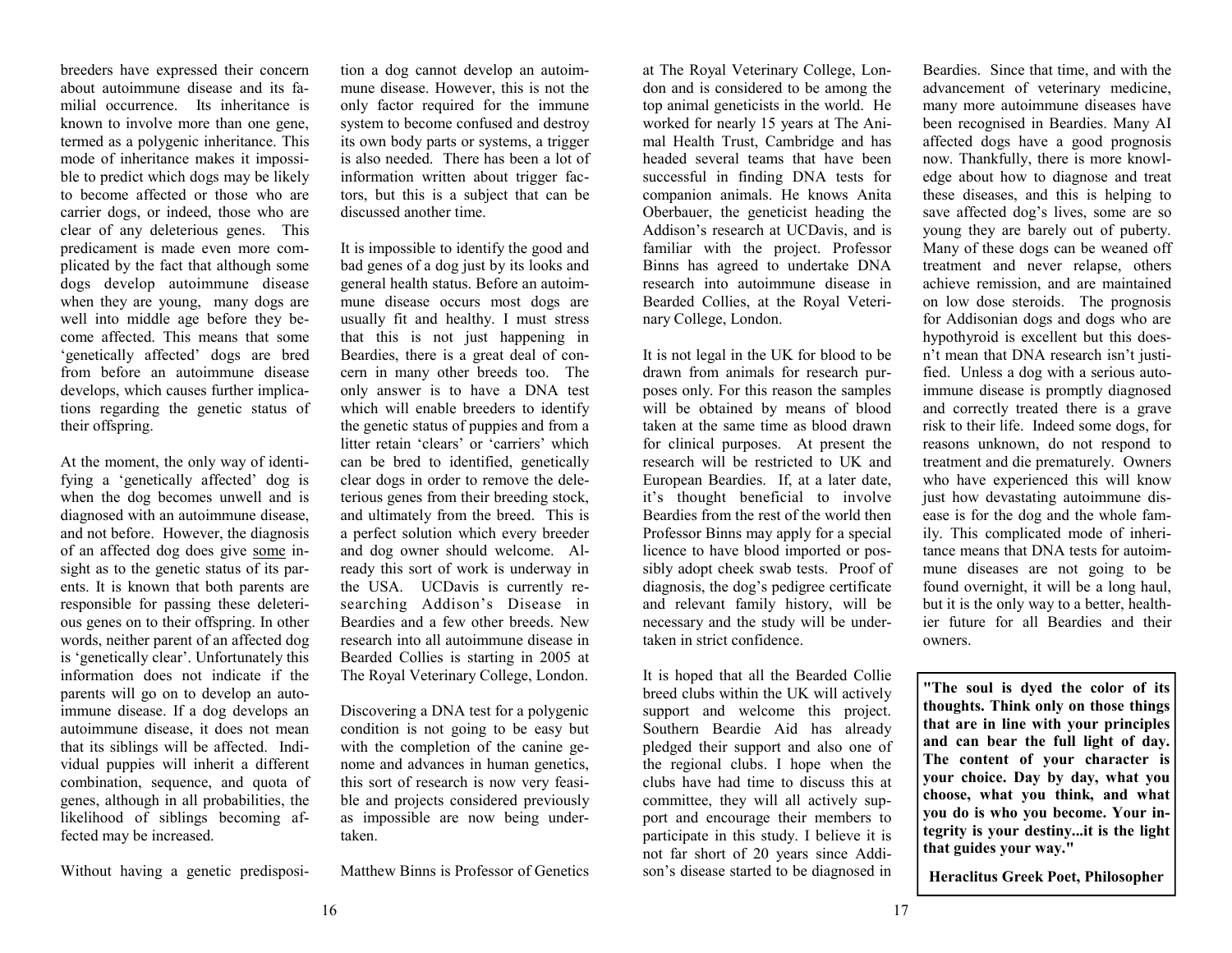breeders have expressed their concern about autoimmune disease and its familial occurrence. Its inheritance is known to involve more than one gene, termed as a polygenic inheritance. This mode of inheritance makes it impossible to predict which dogs may be likely to become affected or those who are carrier dogs, or indeed, those who are clear of any deleterious genes. This predicament is made even more complicated by the fact that although some dogs develop autoimmune disease when they are young, many dogs are well into middle age before they become affected. This means that some 'genetically affected' dogs are bred from before an autoimmune disease develops, which causes further implications regarding the genetic status of their offspring.

At the moment, the only way of identifying a 'genetically affected' dog is when the dog becomes unwell and is diagnosed with an autoimmune disease, and not before. However, the diagnosis of an affected dog does give <u>some</u> insight as to the genetic status of its parents. It is known that both parents are responsible for passing these deleterious genes on to their offspring. In other words, neither parent of an affected dog is 'genetically clear'. Unfortunately this information does not indicate if the parents will go on to develop an autoimmune disease. If a dog develops an autoimmune disease, it does not mean that its siblings will be affected. Individual puppies will inherit a different combination, sequence, and quota of genes, although in all probabilities, the likelihood of siblings becoming affected may be increased.

Without having a genetic predisposition a dog cannot develop an autoimmune disease. However, this is not the only factor required for the immune system to become confused and destroy its own body parts or systems, a trigger is also needed. There has been a lot of information written about trigger factors, but this is a subject that can be discussed another time.

It is impossible to identify the good and bad genes of a dog just by its looks and general health status. Before an autoimmune disease occurs most dogs are usually fit and healthy. I must stress that this is not just happening in Beardies, there is a great deal of concern in many other breeds too. The only answer is to have a DNA test which will enable breeders to identify the genetic status of puppies and from a litter retain 'clears' or 'carriers' which can be bred to identified, genetically clear dogs in order to remove the deleterious genes from their breeding stock, and ultimately from the breed. This is a perfect solution which every breeder and dog owner should welcome. Already this sort of work is underway in the USA. UCDavis is currently researching Addison's Disease in Beardies and a few other breeds. New research into all autoimmune disease in Bearded Collies is starting in 2005 at The Royal Veterinary College, London.

Discovering a DNA test for a polygenic condition is not going to be easy but with the completion of the canine genome and advances in human genetics, this sort of research is now very feasible and projects considered previously as impossible are now being undertaken.

Matthew Binns is Professor of Genetics at The Royal Veterinary College, London and is considered to be among the top animal geneticists in the world. He worked for nearly 15 years at The Animal Health Trust, Cambridge and has headed several teams that have been successful in finding DNA tests for companion animals. He knows Anita Oberbauer, the geneticist heading the Addison's research at UCDavis, and is familiar with the project. Professor Binns has agreed to undertake DNA research into autoimmune disease in Bearded Collies, at the Royal Veterinary College, London.

It is not legal in the UK for blood to be drawn from animals for research purposes only. For this reason the samples will be obtained by means of blood taken at the same time as blood drawn for clinical purposes. At present the research will be restricted to UK and European Beardies. If, at a later date, it's thought beneficial to involve Beardies from the rest of the world then Professor Binns may apply for a special licence to have blood imported or possibly adopt cheek swab tests. Proof of diagnosis, the dog's pedigree certificate and relevant family history, will be necessary and the study will be undertaken in strict confidence.

It is hoped that all the Bearded Collie breed clubs within the UK will actively support and welcome this project. Southern Beardie Aid has already pledged their support and also one of the regional clubs. I hope when the clubs have had time to discuss this at committee, they will all actively support and encourage their members to participate in this study. I believe it is not far short of 20 years since Addison's disease started to be diagnosed in Beardies. Since that time, and with the advancement of veterinary medicine, many more autoimmune diseases have been recognised in Beardies. Many AI affected dogs have a good prognosis now. Thankfully, there is more knowledge about how to diagnose and treat these diseases, and this is helping to save affected dog's lives, some are so young they are barely out of puberty. Many of these dogs can be weaned off treatment and never relapse, others achieve remission, and are maintained on low dose steroids. The prognosis for Addisonian dogs and dogs who are hypothyroid is excellent but this doesn't mean that DNA research isn't justified. Unless a dog with a serious autoimmune disease is promptly diagnosed and correctly treated there is a grave risk to their life. Indeed some dogs, for reasons unknown, do not respond to treatment and die prematurely. Owners who have experienced this will know just how devastating autoimmune disease is for the dog and the whole family. This complicated mode of inheritance means that DNA tests for autoimmune diseases are not going to be found overnight, it will be a long haul, but it is the only way to a better, healthier future for all Beardies and their owners.

**"The soul is dyed the color of its thoughts. Think only on those things that are in line with your principles and can bear the full light of day. The content of your character is your choice. Day by day, what you choose, what you think, and what you do is who you become. Your integrity is your destiny...it is the light that guides your way."**

**Heraclitus Greek Poet, Philosopher**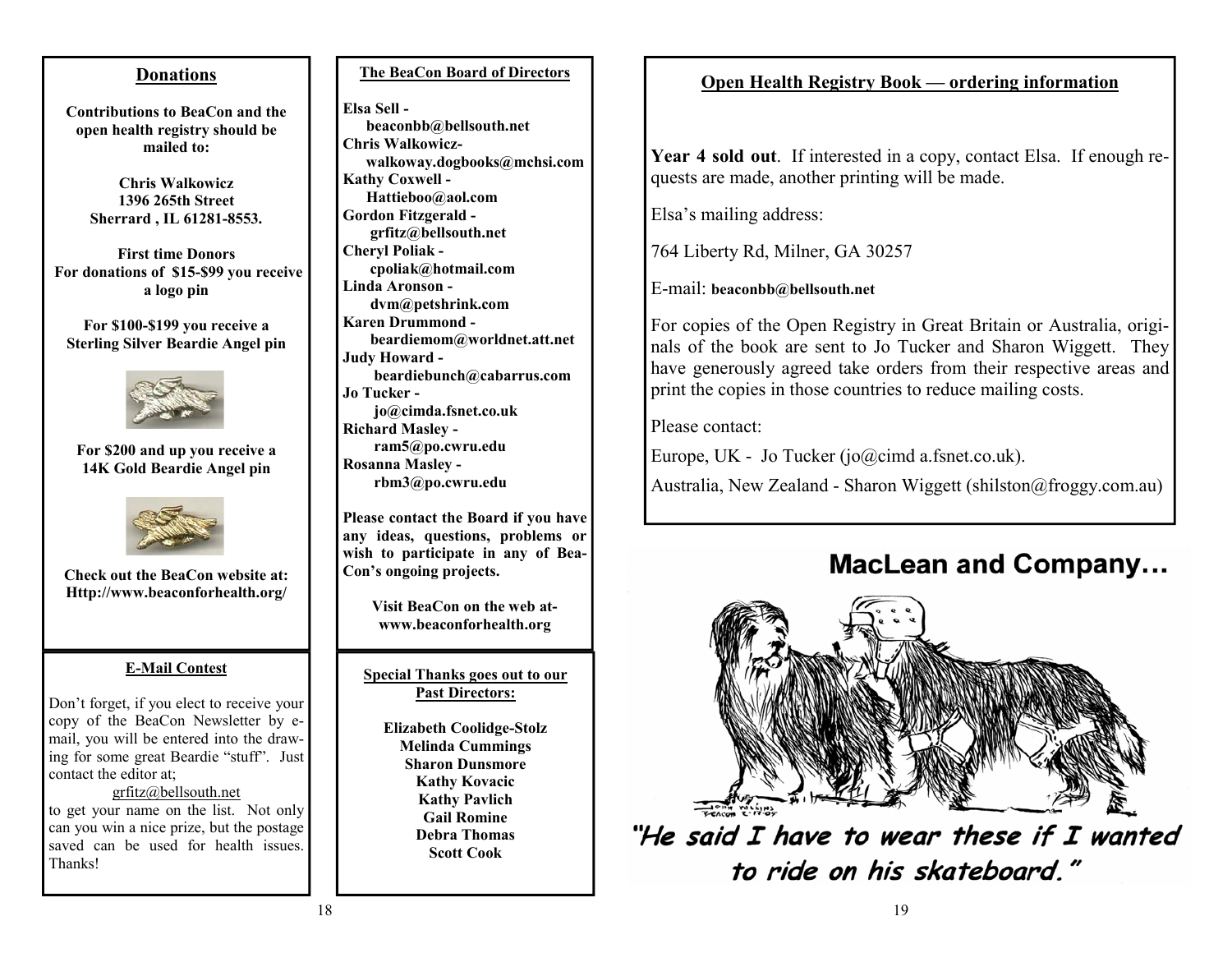## Donations

**Contributions to BeaCon and the open health registry should be mailed to:**

**Chris Walkowicz**
**1396 265th Street**
**Sherrard , IL 61281-8553.**

**First time Donors**
**For donations of $15-$99 you receive a logo pin**

**For $100-$199 you receive a Sterling Silver Beardie Angel pin**

**For $200 and up you receive a 14K Gold Beardie Angel pin**

**Check out the BeaCon website at: Http://www.beaconforhealth.org/**

### E-Mail Contest

Don't forget, if you elect to receive your copy of the BeaCon Newsletter by e-mail, you will be entered into the drawing for some great Beardie "stuff". Just contact the editor at;

grfitz@bellsouth.net

to get your name on the list. Not only can you win a nice prize, but the postage saved can be used for health issues. Thanks!

### The BeaCon Board of Directors

**Elsa Sell -**
**beaconbb@bellsouth.net**
**Chris Walkowicz-**
**walkoway.dogbooks@mchsi.com**
**Kathy Coxwell -**
**Hattieboo@aol.com**
**Gordon Fitzgerald -**
**grfitz@bellsouth.net**
**Cheryl Poliak -**
**cpoliak@hotmail.com**
**Linda Aronson -**
**dvm@petshrink.com**
**Karen Drummond -**
**beardiemom@worldnet.att.net**
**Judy Howard -**
**beardiebunch@cabarrus.com**
**Jo Tucker -**
**jo@cimda.fsnet.co.uk**
**Richard Masley -**
**ram5@po.cwru.edu**
**Rosanna Masley -**
**rbm3@po.cwru.edu**

**Please contact the Board if you have any ideas, questions, problems or wish to participate in any of BeaCon's ongoing projects.**

**Visit BeaCon on the web at- www.beaconforhealth.org**

### Special Thanks goes out to our Past Directors:

**Elizabeth Coolidge-Stolz**
**Melinda Cummings**
**Sharon Dunsmore**
**Kathy Kovacic**
**Kathy Pavlich**
**Gail Romine**
**Debra Thomas**
**Scott Cook**

## Open Health Registry Book — ordering information

**Year 4 sold out**. If interested in a copy, contact Elsa. If enough requests are made, another printing will be made.

Elsa's mailing address:

764 Liberty Rd, Milner, GA 30257

E-mail: **beaconbb@bellsouth.net**

For copies of the Open Registry in Great Britain or Australia, originals of the book are sent to Jo Tucker and Sharon Wiggett. They have generously agreed take orders from their respective areas and print the copies in those countries to reduce mailing costs.

Please contact:

Europe, UK - Jo Tucker (jo@cimd a.fsnet.co.uk).

Australia, New Zealand - Sharon Wiggett (shilston@froggy.com.au)

## MacLean and Company…

*"He said I have to wear these if I wanted to ride on his skateboard."*